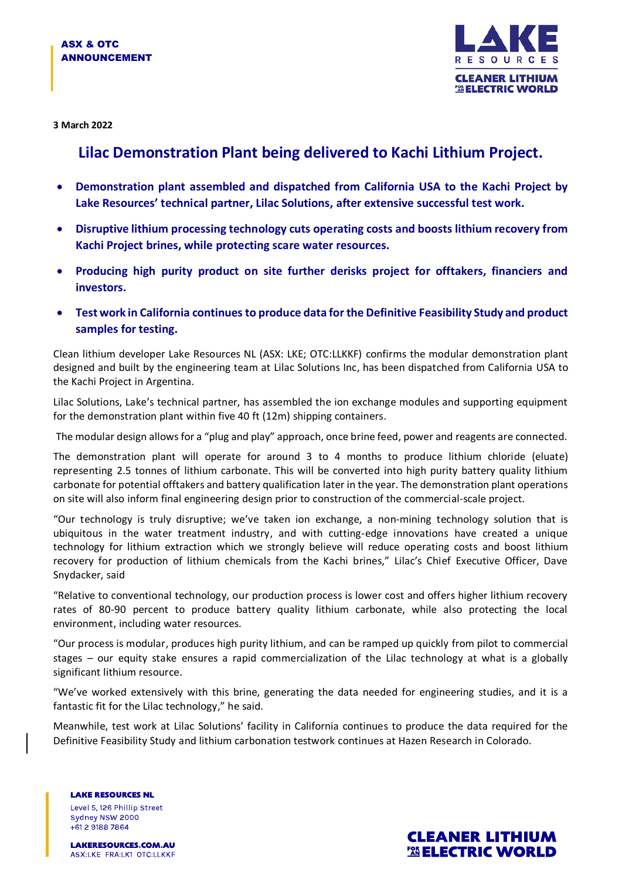**ASX & OTC ANNOUNCEMENT**

3 March 2022

# Lilac Demonstration Plant being delivered to Kachi Lithium Project.

- **Demonstration plant assembled and dispatched from California USA to the Kachi Project by Lake Resources' technical partner, Lilac Solutions, after extensive successful test work.**
- **Disruptive lithium processing technology cuts operating costs and boosts lithium recovery from Kachi Project brines, while protecting scare water resources.**
- **Producing high purity product on site further derisks project for offtakers, financiers and investors.**
- **Test work in California continues to produce data for the Definitive Feasibility Study and product samples for testing.**

Clean lithium developer Lake Resources NL (ASX: LKE; OTC:LLKKF) confirms the modular demonstration plant designed and built by the engineering team at Lilac Solutions Inc, has been dispatched from California USA to the Kachi Project in Argentina.

Lilac Solutions, Lake's technical partner, has assembled the ion exchange modules and supporting equipment for the demonstration plant within five 40 ft (12m) shipping containers.

The modular design allows for a "plug and play" approach, once brine feed, power and reagents are connected.

The demonstration plant will operate for around 3 to 4 months to produce lithium chloride (eluate) representing 2.5 tonnes of lithium carbonate. This will be converted into high purity battery quality lithium carbonate for potential offtakers and battery qualification later in the year. The demonstration plant operations on site will also inform final engineering design prior to construction of the commercial-scale project.

"Our technology is truly disruptive; we've taken ion exchange, a non-mining technology solution that is ubiquitous in the water treatment industry, and with cutting-edge innovations have created a unique technology for lithium extraction which we strongly believe will reduce operating costs and boost lithium recovery for production of lithium chemicals from the Kachi brines," Lilac's Chief Executive Officer, Dave Snydacker, said

"Relative to conventional technology, our production process is lower cost and offers higher lithium recovery rates of 80-90 percent to produce battery quality lithium carbonate, while also protecting the local environment, including water resources.

"Our process is modular, produces high purity lithium, and can be ramped up quickly from pilot to commercial stages – our equity stake ensures a rapid commercialization of the Lilac technology at what is a globally significant lithium resource.

"We've worked extensively with this brine, generating the data needed for engineering studies, and it is a fantastic fit for the Lilac technology," he said.

Meanwhile, test work at Lilac Solutions' facility in California continues to produce the data required for the Definitive Feasibility Study and lithium carbonation testwork continues at Hazen Research in Colorado.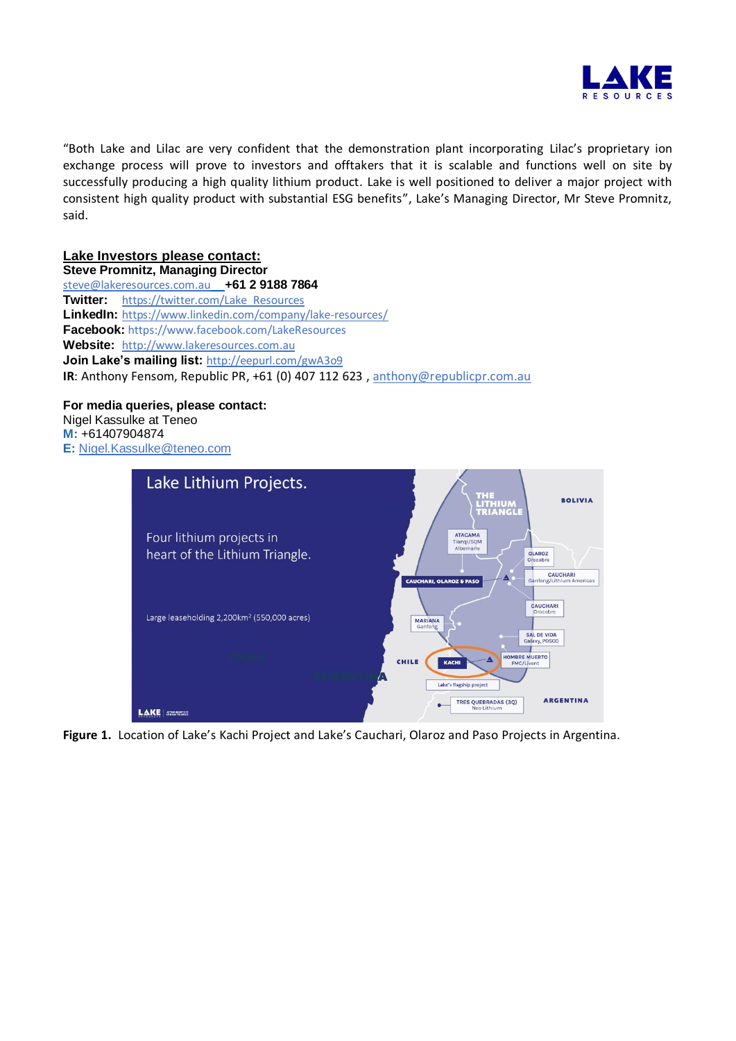"Both Lake and Lilac are very confident that the demonstration plant incorporating Lilac's proprietary ion exchange process will prove to investors and offtakers that it is scalable and functions well on site by successfully producing a high quality lithium product. Lake is well positioned to deliver a major project with consistent high quality product with substantial ESG benefits", Lake's Managing Director, Mr Steve Promnitz, said.

**Lake Investors please contact:**
**Steve Promnitz, Managing Director**
steve@lakeresources.com.au **+61 2 9188 7864**
**Twitter:** https://twitter.com/Lake_Resources
**LinkedIn:** https://www.linkedin.com/company/lake-resources/
**Facebook:** https://www.facebook.com/LakeResources
**Website:** http://www.lakeresources.com.au
**Join Lake's mailing list:** http://eepurl.com/gwA3o9
**IR**: Anthony Fensom, Republic PR, +61 (0) 407 112 623 , anthony@republicpr.com.au

**For media queries, please contact:**
Nigel Kassulke at Teneo
**M:** +61407904874
**E:** Nigel.Kassulke@teneo.com

**Figure 1.** Location of Lake's Kachi Project and Lake's Cauchari, Olaroz and Paso Projects in Argentina.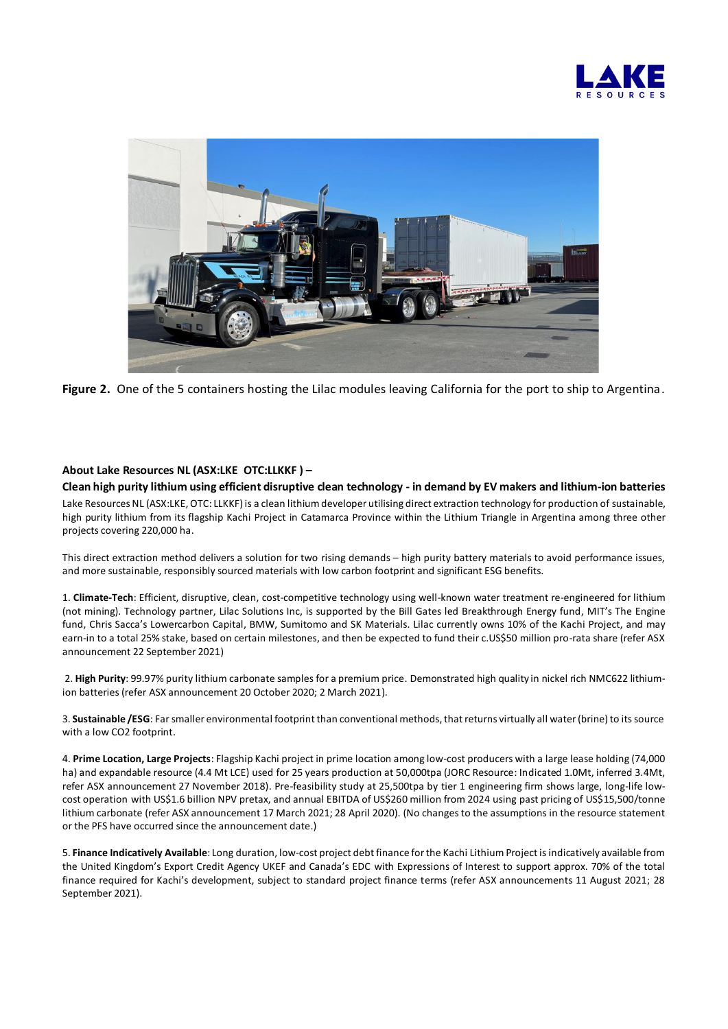**Figure 2.** One of the 5 containers hosting the Lilac modules leaving California for the port to ship to Argentina.

**About Lake Resources NL (ASX:LKE OTC:LLKKF ) –**

**Clean high purity lithium using efficient disruptive clean technology - in demand by EV makers and lithium-ion batteries**

Lake Resources NL (ASX:LKE, OTC: LLKKF) is a clean lithium developer utilising direct extraction technology for production of sustainable, high purity lithium from its flagship Kachi Project in Catamarca Province within the Lithium Triangle in Argentina among three other projects covering 220,000 ha.

This direct extraction method delivers a solution for two rising demands – high purity battery materials to avoid performance issues, and more sustainable, responsibly sourced materials with low carbon footprint and significant ESG benefits.

1. **Climate-Tech**: Efficient, disruptive, clean, cost-competitive technology using well-known water treatment re-engineered for lithium (not mining). Technology partner, Lilac Solutions Inc, is supported by the Bill Gates led Breakthrough Energy fund, MIT's The Engine fund, Chris Sacca's Lowercarbon Capital, BMW, Sumitomo and SK Materials. Lilac currently owns 10% of the Kachi Project, and may earn-in to a total 25% stake, based on certain milestones, and then be expected to fund their c.US$50 million pro-rata share (refer ASX announcement 22 September 2021)

2. **High Purity**: 99.97% purity lithium carbonate samples for a premium price. Demonstrated high quality in nickel rich NMC622 lithium-ion batteries (refer ASX announcement 20 October 2020; 2 March 2021).

3. **Sustainable /ESG**: Far smaller environmental footprint than conventional methods, that returns virtually all water (brine) to its source with a low CO2 footprint.

4. **Prime Location, Large Projects**: Flagship Kachi project in prime location among low-cost producers with a large lease holding (74,000 ha) and expandable resource (4.4 Mt LCE) used for 25 years production at 50,000tpa (JORC Resource: Indicated 1.0Mt, inferred 3.4Mt, refer ASX announcement 27 November 2018). Pre-feasibility study at 25,500tpa by tier 1 engineering firm shows large, long-life low-cost operation with US$1.6 billion NPV pretax, and annual EBITDA of US$260 million from 2024 using past pricing of US$15,500/tonne lithium carbonate (refer ASX announcement 17 March 2021; 28 April 2020). (No changes to the assumptions in the resource statement or the PFS have occurred since the announcement date.)

5. **Finance Indicatively Available**: Long duration, low-cost project debt finance for the Kachi Lithium Project is indicatively available from the United Kingdom's Export Credit Agency UKEF and Canada's EDC with Expressions of Interest to support approx. 70% of the total finance required for Kachi's development, subject to standard project finance terms (refer ASX announcements 11 August 2021; 28 September 2021).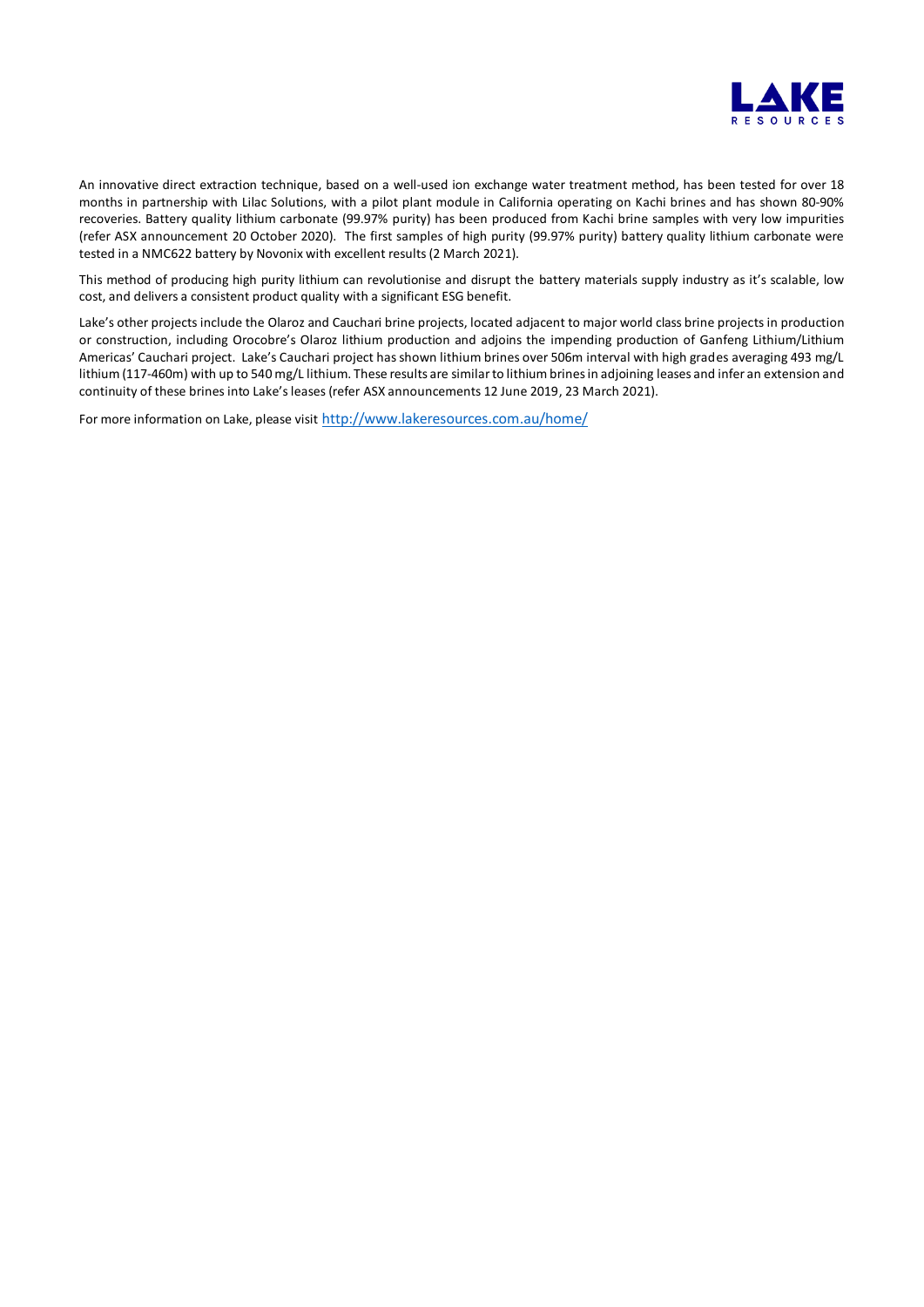An innovative direct extraction technique, based on a well-used ion exchange water treatment method, has been tested for over 18 months in partnership with Lilac Solutions, with a pilot plant module in California operating on Kachi brines and has shown 80-90% recoveries. Battery quality lithium carbonate (99.97% purity) has been produced from Kachi brine samples with very low impurities (refer ASX announcement 20 October 2020). The first samples of high purity (99.97% purity) battery quality lithium carbonate were tested in a NMC622 battery by Novonix with excellent results (2 March 2021).

This method of producing high purity lithium can revolutionise and disrupt the battery materials supply industry as it's scalable, low cost, and delivers a consistent product quality with a significant ESG benefit.

Lake's other projects include the Olaroz and Cauchari brine projects, located adjacent to major world class brine projects in production or construction, including Orocobre's Olaroz lithium production and adjoins the impending production of Ganfeng Lithium/Lithium Americas' Cauchari project. Lake's Cauchari project has shown lithium brines over 506m interval with high grades averaging 493 mg/L lithium (117-460m) with up to 540 mg/L lithium. These results are similar to lithium brines in adjoining leases and infer an extension and continuity of these brines into Lake's leases (refer ASX announcements 12 June 2019, 23 March 2021).

For more information on Lake, please visit http://www.lakeresources.com.au/home/